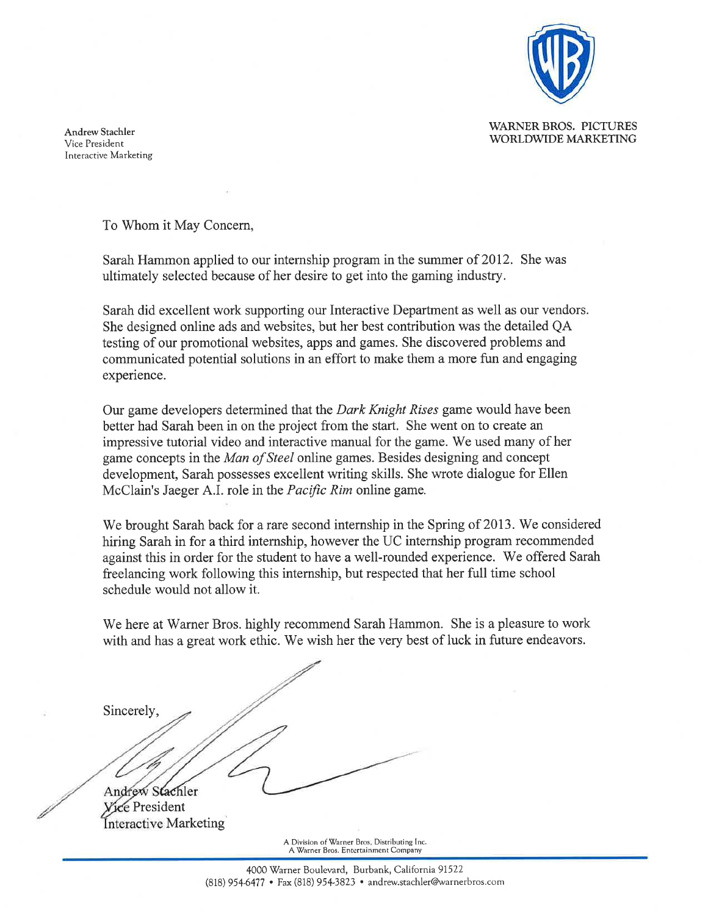WARNER BROS. PICTURES
WORLDWIDE MARKETING

Andrew Stachler
Vice President
Interactive Marketing

To Whom it May Concern,

Sarah Hammon applied to our internship program in the summer of 2012. She was ultimately selected because of her desire to get into the gaming industry.

Sarah did excellent work supporting our Interactive Department as well as our vendors. She designed online ads and websites, but her best contribution was the detailed QA testing of our promotional websites, apps and games. She discovered problems and communicated potential solutions in an effort to make them a more fun and engaging experience.

Our game developers determined that the *Dark Knight Rises* game would have been better had Sarah been in on the project from the start. She went on to create an impressive tutorial video and interactive manual for the game. We used many of her game concepts in the *Man of Steel* online games. Besides designing and concept development, Sarah possesses excellent writing skills. She wrote dialogue for Ellen McClain's Jaeger A.I. role in the *Pacific Rim* online game.

We brought Sarah back for a rare second internship in the Spring of 2013. We considered hiring Sarah in for a third internship, however the UC internship program recommended against this in order for the student to have a well-rounded experience. We offered Sarah freelancing work following this internship, but respected that her full time school schedule would not allow it.

We here at Warner Bros. highly recommend Sarah Hammon. She is a pleasure to work with and has a great work ethic. We wish her the very best of luck in future endeavors.

Sincerely,

Andrew Stachler
Vice President
Interactive Marketing

A Division of Warner Bros. Distributing Inc.
A Warner Bros. Entertainment Company

4000 Warner Boulevard, Burbank, California 91522
(818) 954-6477 • Fax (818) 954-3823 • andrew.stachler@warnerbros.com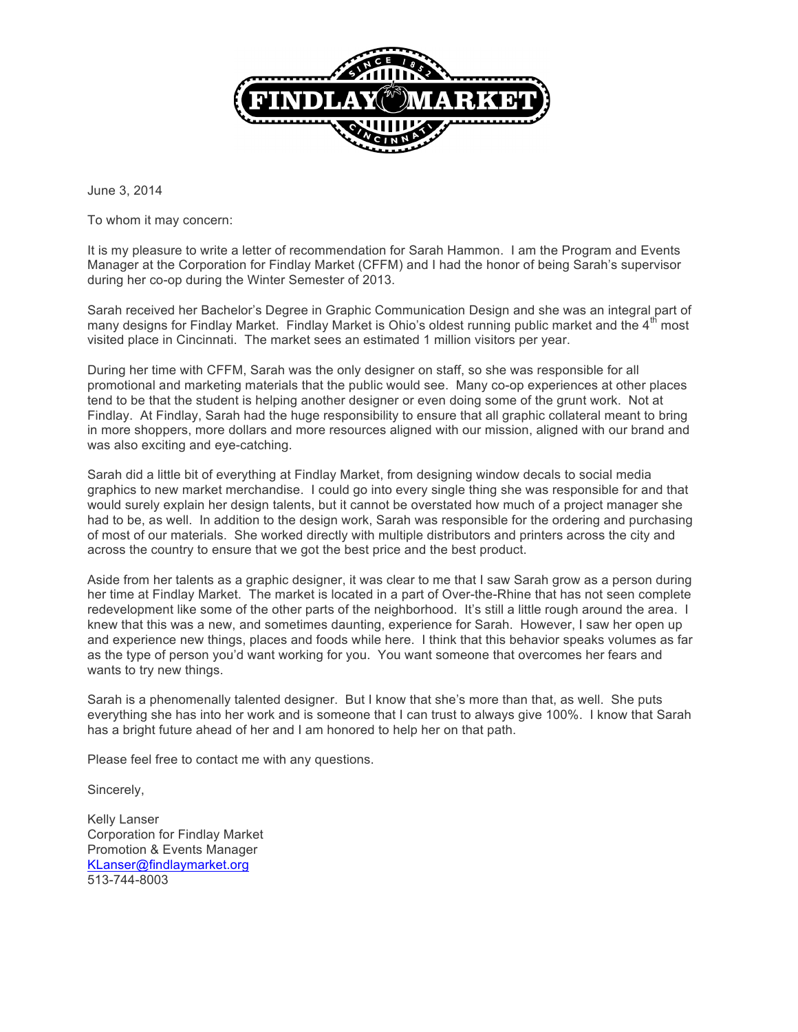June 3, 2014

To whom it may concern:

It is my pleasure to write a letter of recommendation for Sarah Hammon. I am the Program and Events Manager at the Corporation for Findlay Market (CFFM) and I had the honor of being Sarah's supervisor during her co-op during the Winter Semester of 2013.

Sarah received her Bachelor's Degree in Graphic Communication Design and she was an integral part of many designs for Findlay Market. Findlay Market is Ohio's oldest running public market and the 4th most visited place in Cincinnati. The market sees an estimated 1 million visitors per year.

During her time with CFFM, Sarah was the only designer on staff, so she was responsible for all promotional and marketing materials that the public would see. Many co-op experiences at other places tend to be that the student is helping another designer or even doing some of the grunt work. Not at Findlay. At Findlay, Sarah had the huge responsibility to ensure that all graphic collateral meant to bring in more shoppers, more dollars and more resources aligned with our mission, aligned with our brand and was also exciting and eye-catching.

Sarah did a little bit of everything at Findlay Market, from designing window decals to social media graphics to new market merchandise. I could go into every single thing she was responsible for and that would surely explain her design talents, but it cannot be overstated how much of a project manager she had to be, as well. In addition to the design work, Sarah was responsible for the ordering and purchasing of most of our materials. She worked directly with multiple distributors and printers across the city and across the country to ensure that we got the best price and the best product.

Aside from her talents as a graphic designer, it was clear to me that I saw Sarah grow as a person during her time at Findlay Market. The market is located in a part of Over-the-Rhine that has not seen complete redevelopment like some of the other parts of the neighborhood. It's still a little rough around the area. I knew that this was a new, and sometimes daunting, experience for Sarah. However, I saw her open up and experience new things, places and foods while here. I think that this behavior speaks volumes as far as the type of person you'd want working for you. You want someone that overcomes her fears and wants to try new things.

Sarah is a phenomenally talented designer. But I know that she's more than that, as well. She puts everything she has into her work and is someone that I can trust to always give 100%. I know that Sarah has a bright future ahead of her and I am honored to help her on that path.

Please feel free to contact me with any questions.

Sincerely,

Kelly Lanser
Corporation for Findlay Market
Promotion & Events Manager
KLanser@findlaymarket.org
513-744-8003